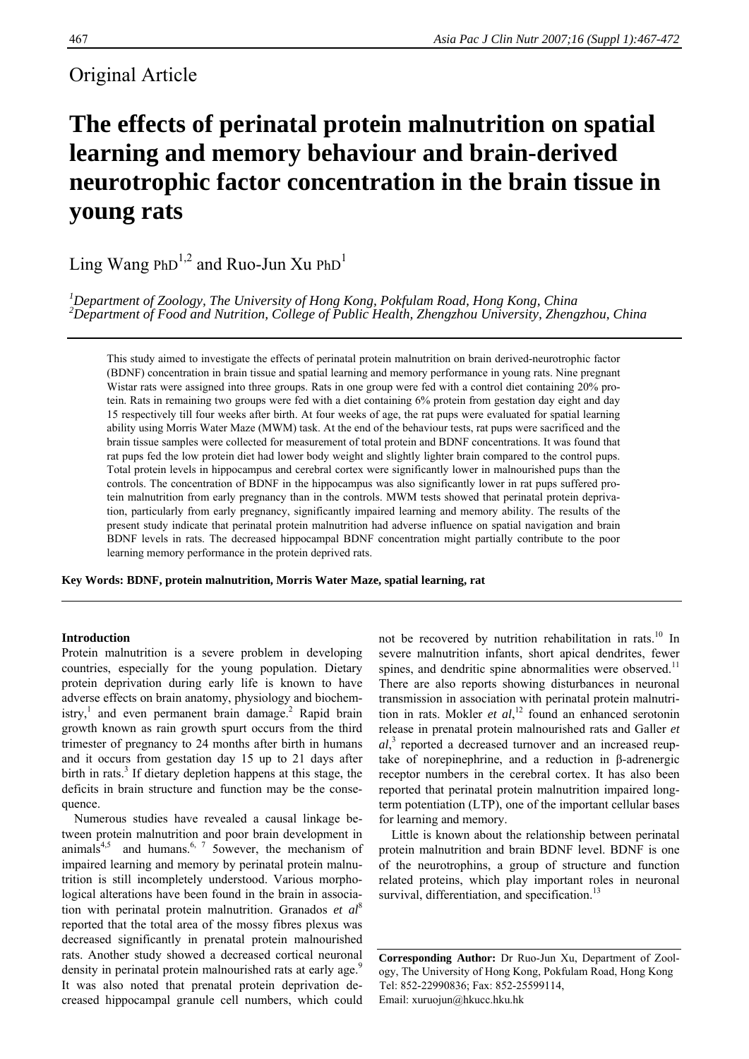Original Article

# The effects of perinatal protein malnutrition on spatial learning and memory behaviour and brain-derived neurotrophic factor concentration in the brain tissue in young rats

Ling Wang PhD[1,2] and Ruo-Jun Xu PhD[1]

[1]*Department of Zoology, The University of Hong Kong, Pokfulam Road, Hong Kong, China*
[2]*Department of Food and Nutrition, College of Public Health, Zhengzhou University, Zhengzhou, China*

This study aimed to investigate the effects of perinatal protein malnutrition on brain derived-neurotrophic factor (BDNF) concentration in brain tissue and spatial learning and memory performance in young rats. Nine pregnant Wistar rats were assigned into three groups. Rats in one group were fed with a control diet containing 20% protein. Rats in remaining two groups were fed with a diet containing 6% protein from gestation day eight and day 15 respectively till four weeks after birth. At four weeks of age, the rat pups were evaluated for spatial learning ability using Morris Water Maze (MWM) task. At the end of the behaviour tests, rat pups were sacrificed and the brain tissue samples were collected for measurement of total protein and BDNF concentrations. It was found that rat pups fed the low protein diet had lower body weight and slightly lighter brain compared to the control pups. Total protein levels in hippocampus and cerebral cortex were significantly lower in malnourished pups than the controls. The concentration of BDNF in the hippocampus was also significantly lower in rat pups suffered protein malnutrition from early pregnancy than in the controls. MWM tests showed that perinatal protein deprivation, particularly from early pregnancy, significantly impaired learning and memory ability. The results of the present study indicate that perinatal protein malnutrition had adverse influence on spatial navigation and brain BDNF levels in rats. The decreased hippocampal BDNF concentration might partially contribute to the poor learning memory performance in the protein deprived rats.

**Key Words: BDNF, protein malnutrition, Morris Water Maze, spatial learning, rat**

## Introduction

Protein malnutrition is a severe problem in developing countries, especially for the young population. Dietary protein deprivation during early life is known to have adverse effects on brain anatomy, physiology and biochemistry,[1] and even permanent brain damage.[2] Rapid brain growth known as rain growth spurt occurs from the third trimester of pregnancy to 24 months after birth in humans and it occurs from gestation day 15 up to 21 days after birth in rats.[3] If dietary depletion happens at this stage, the deficits in brain structure and function may be the consequence.

Numerous studies have revealed a causal linkage between protein malnutrition and poor brain development in animals[4,5] and humans.[6, 7] 5owever, the mechanism of impaired learning and memory by perinatal protein malnutrition is still incompletely understood. Various morphological alterations have been found in the brain in association with perinatal protein malnutrition. Granados *et al*[8] reported that the total area of the mossy fibres plexus was decreased significantly in prenatal protein malnourished rats. Another study showed a decreased cortical neuronal density in perinatal protein malnourished rats at early age.[9] It was also noted that prenatal protein deprivation decreased hippocampal granule cell numbers, which could not be recovered by nutrition rehabilitation in rats.[10] In severe malnutrition infants, short apical dendrites, fewer spines, and dendritic spine abnormalities were observed.[11] There are also reports showing disturbances in neuronal transmission in association with perinatal protein malnutrition in rats. Mokler *et al*,[12] found an enhanced serotonin release in prenatal protein malnourished rats and Galler *et al*,[3] reported a decreased turnover and an increased reuptake of norepinephrine, and a reduction in β-adrenergic receptor numbers in the cerebral cortex. It has also been reported that perinatal protein malnutrition impaired long-term potentiation (LTP), one of the important cellular bases for learning and memory.

Little is known about the relationship between perinatal protein malnutrition and brain BDNF level. BDNF is one of the neurotrophins, a group of structure and function related proteins, which play important roles in neuronal survival, differentiation, and specification.[13]

**Corresponding Author:** Dr Ruo-Jun Xu, Department of Zoology, The University of Hong Kong, Pokfulam Road, Hong Kong
Tel: 852-22990836; Fax: 852-25599114,
Email: xuruojun@hkucc.hku.hk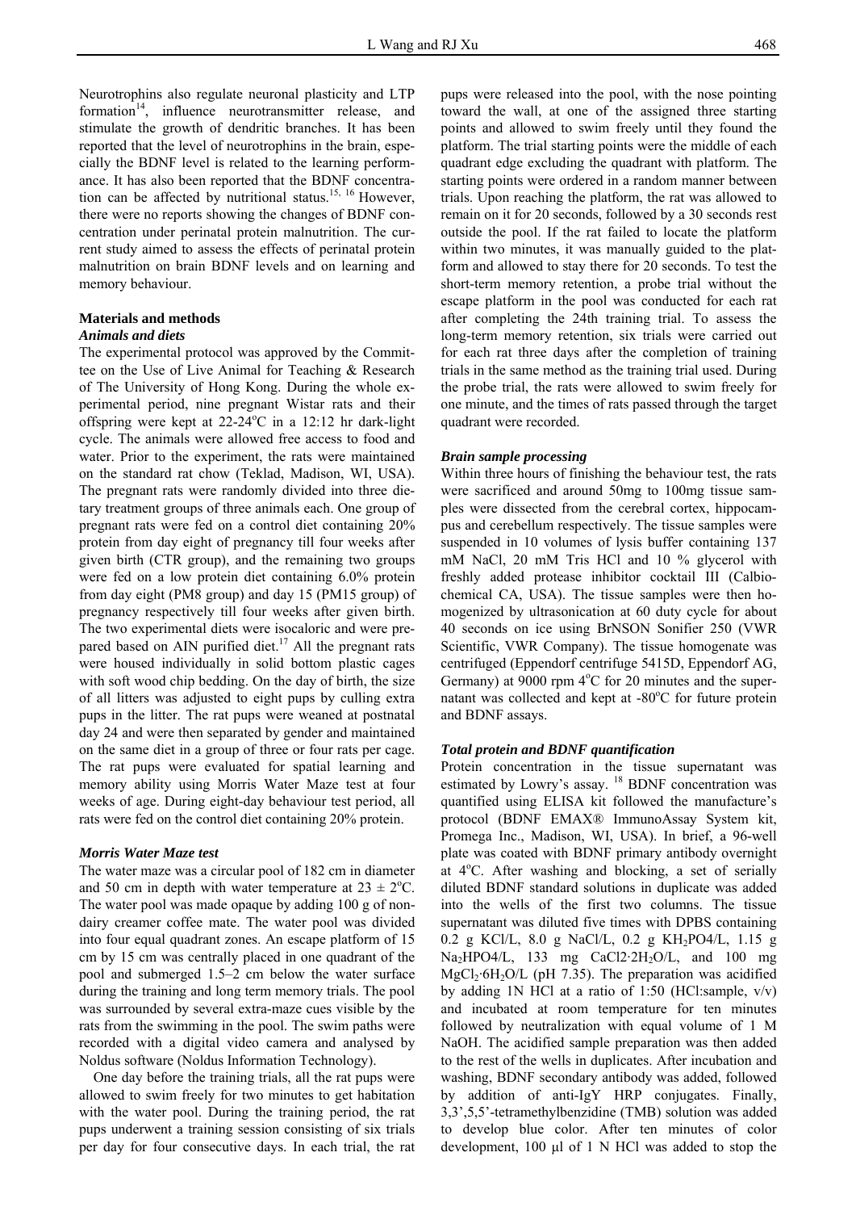Neurotrophins also regulate neuronal plasticity and LTP formation[14], influence neurotransmitter release, and stimulate the growth of dendritic branches. It has been reported that the level of neurotrophins in the brain, especially the BDNF level is related to the learning performance. It has also been reported that the BDNF concentration can be affected by nutritional status.[15, 16] However, there were no reports showing the changes of BDNF concentration under perinatal protein malnutrition. The current study aimed to assess the effects of perinatal protein malnutrition on brain BDNF levels and on learning and memory behaviour.

## Materials and methods

### *Animals and diets*

The experimental protocol was approved by the Committee on the Use of Live Animal for Teaching & Research of The University of Hong Kong. During the whole experimental period, nine pregnant Wistar rats and their offspring were kept at 22-24°C in a 12:12 hr dark-light cycle. The animals were allowed free access to food and water. Prior to the experiment, the rats were maintained on the standard rat chow (Teklad, Madison, WI, USA). The pregnant rats were randomly divided into three dietary treatment groups of three animals each. One group of pregnant rats were fed on a control diet containing 20% protein from day eight of pregnancy till four weeks after given birth (CTR group), and the remaining two groups were fed on a low protein diet containing 6.0% protein from day eight (PM8 group) and day 15 (PM15 group) of pregnancy respectively till four weeks after given birth. The two experimental diets were isocaloric and were prepared based on AIN purified diet.[17] All the pregnant rats were housed individually in solid bottom plastic cages with soft wood chip bedding. On the day of birth, the size of all litters was adjusted to eight pups by culling extra pups in the litter. The rat pups were weaned at postnatal day 24 and were then separated by gender and maintained on the same diet in a group of three or four rats per cage. The rat pups were evaluated for spatial learning and memory ability using Morris Water Maze test at four weeks of age. During eight-day behaviour test period, all rats were fed on the control diet containing 20% protein.

### *Morris Water Maze test*

The water maze was a circular pool of 182 cm in diameter and 50 cm in depth with water temperature at 23 ± 2°C. The water pool was made opaque by adding 100 g of non-dairy creamer coffee mate. The water pool was divided into four equal quadrant zones. An escape platform of 15 cm by 15 cm was centrally placed in one quadrant of the pool and submerged 1.5–2 cm below the water surface during the training and long term memory trials. The pool was surrounded by several extra-maze cues visible by the rats from the swimming in the pool. The swim paths were recorded with a digital video camera and analysed by Noldus software (Noldus Information Technology).

One day before the training trials, all the rat pups were allowed to swim freely for two minutes to get habitation with the water pool. During the training period, the rat pups underwent a training session consisting of six trials per day for four consecutive days. In each trial, the rat pups were released into the pool, with the nose pointing toward the wall, at one of the assigned three starting points and allowed to swim freely until they found the platform. The trial starting points were the middle of each quadrant edge excluding the quadrant with platform. The starting points were ordered in a random manner between trials. Upon reaching the platform, the rat was allowed to remain on it for 20 seconds, followed by a 30 seconds rest outside the pool. If the rat failed to locate the platform within two minutes, it was manually guided to the platform and allowed to stay there for 20 seconds. To test the short-term memory retention, a probe trial without the escape platform in the pool was conducted for each rat after completing the 24th training trial. To assess the long-term memory retention, six trials were carried out for each rat three days after the completion of training trials in the same method as the training trial used. During the probe trial, the rats were allowed to swim freely for one minute, and the times of rats passed through the target quadrant were recorded.

### *Brain sample processing*

Within three hours of finishing the behaviour test, the rats were sacrificed and around 50mg to 100mg tissue samples were dissected from the cerebral cortex, hippocampus and cerebellum respectively. The tissue samples were suspended in 10 volumes of lysis buffer containing 137 mM NaCl, 20 mM Tris HCl and 10 % glycerol with freshly added protease inhibitor cocktail III (Calbiochemical CA, USA). The tissue samples were then homogenized by ultrasonication at 60 duty cycle for about 40 seconds on ice using BrNSON Sonifier 250 (VWR Scientific, VWR Company). The tissue homogenate was centrifuged (Eppendorf centrifuge 5415D, Eppendorf AG, Germany) at 9000 rpm 4°C for 20 minutes and the supernatant was collected and kept at -80°C for future protein and BDNF assays.

### *Total protein and BDNF quantification*

Protein concentration in the tissue supernatant was estimated by Lowry's assay. [18] BDNF concentration was quantified using ELISA kit followed the manufacture's protocol (BDNF EMAX® ImmunoAssay System kit, Promega Inc., Madison, WI, USA). In brief, a 96-well plate was coated with BDNF primary antibody overnight at 4°C. After washing and blocking, a set of serially diluted BDNF standard solutions in duplicate was added into the wells of the first two columns. The tissue supernatant was diluted five times with DPBS containing 0.2 g KCl/L, 8.0 g NaCl/L, 0.2 g $KH_2PO4$/L, 1.15 g $Na_2HPO4$/L, 133 mg $CaCl2{\cdot}2H_2O$/L, and 100 mg $MgCl_2{\cdot}6H_2O$/L (pH 7.35). The preparation was acidified by adding 1N HCl at a ratio of 1:50 (HCl:sample, v/v) and incubated at room temperature for ten minutes followed by neutralization with equal volume of 1 M NaOH. The acidified sample preparation was then added to the rest of the wells in duplicates. After incubation and washing, BDNF secondary antibody was added, followed by addition of anti-IgY HRP conjugates. Finally, 3,3',5,5'-tetramethylbenzidine (TMB) solution was added to develop blue color. After ten minutes of color development, 100 µl of 1 N HCl was added to stop the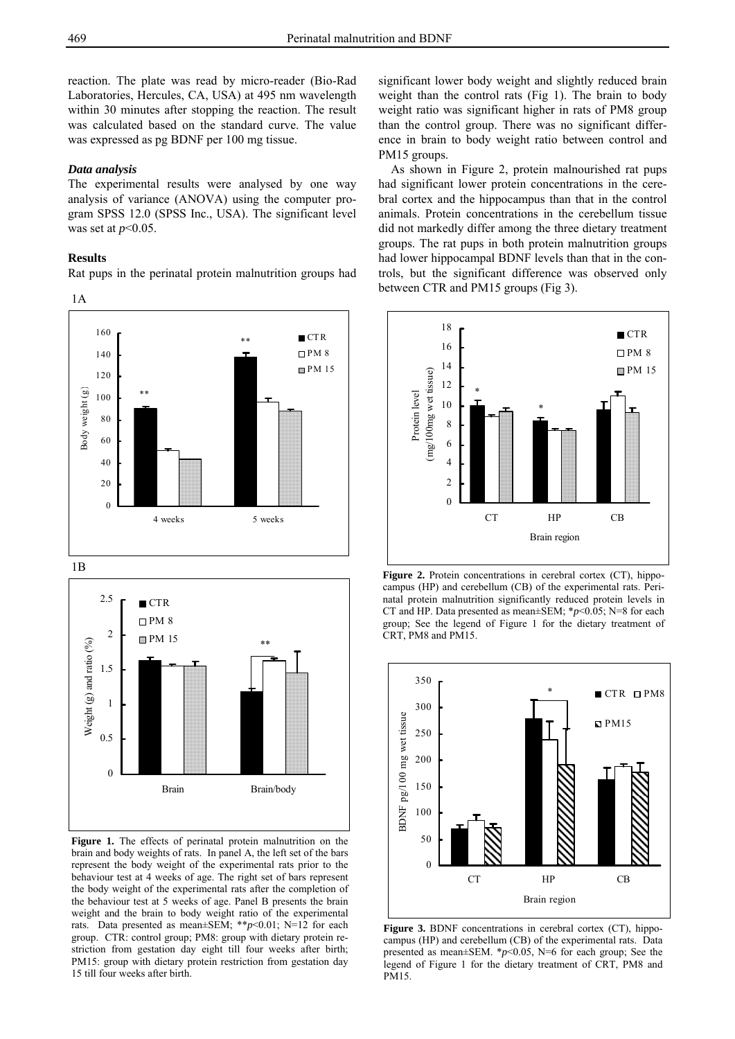reaction. The plate was read by micro-reader (Bio-Rad Laboratories, Hercules, CA, USA) at 495 nm wavelength within 30 minutes after stopping the reaction. The result was calculated based on the standard curve. The value was expressed as pg BDNF per 100 mg tissue.

### *Data analysis*

The experimental results were analysed by one way analysis of variance (ANOVA) using the computer program SPSS 12.0 (SPSS Inc., USA). The significant level was set at $p<0.05$.

### Results

Rat pups in the perinatal protein malnutrition groups had significant lower body weight and slightly reduced brain weight than the control rats (Fig 1). The brain to body weight ratio was significant higher in rats of PM8 group than the control group. There was no significant difference in brain to body weight ratio between control and PM15 groups.

As shown in Figure 2, protein malnourished rat pups had significant lower protein concentrations in the cerebral cortex and the hippocampus than that in the control animals. Protein concentrations in the cerebellum tissue did not markedly differ among the three dietary treatment groups. The rat pups in both protein malnutrition groups had lower hippocampal BDNF levels than that in the controls, but the significant difference was observed only between CTR and PM15 groups (Fig 3).

**Figure 1.** The effects of perinatal protein malnutrition on the brain and body weights of rats. In panel A, the left set of the bars represent the body weight of the experimental rats prior to the behaviour test at 4 weeks of age. The right set of bars represent the body weight of the experimental rats after the completion of the behaviour test at 5 weeks of age. Panel B presents the brain weight and the brain to body weight ratio of the experimental rats. Data presented as mean±SEM; \*\*$p<0.01$; N=12 for each group. CTR: control group; PM8: group with dietary protein restriction from gestation day eight till four weeks after birth; PM15: group with dietary protein restriction from gestation day 15 till four weeks after birth.

**Figure 2.** Protein concentrations in cerebral cortex (CT), hippocampus (HP) and cerebellum (CB) of the experimental rats. Perinatal protein malnutrition significantly reduced protein levels in CT and HP. Data presented as mean±SEM; \*$p<0.05$; N=8 for each group; See the legend of Figure 1 for the dietary treatment of CRT, PM8 and PM15.

**Figure 3.** BDNF concentrations in cerebral cortex (CT), hippocampus (HP) and cerebellum (CB) of the experimental rats. Data presented as mean±SEM. \*$p<0.05$, N=6 for each group; See the legend of Figure 1 for the dietary treatment of CRT, PM8 and PM15.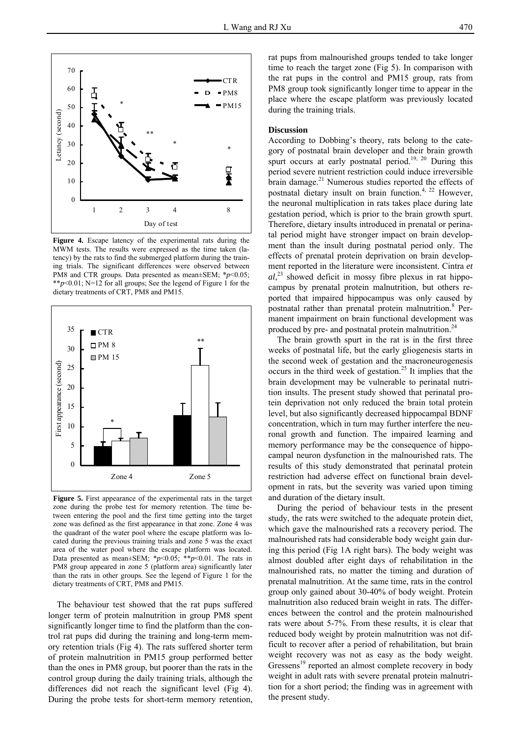**Figure 4.** Escape latency of the experimental rats during the MWM tests. The results were expressed as the time taken (latency) by the rats to find the submerged platform during the training trials. The significant differences were observed between PM8 and CTR groups. Data presented as mean±SEM; *$p$<0.05; **$p$<0.01; N=12 for all groups; See the legend of Figure 1 for the dietary treatments of CRT, PM8 and PM15.

**Figure 5.** First appearance of the experimental rats in the target zone during the probe test for memory retention. The time between entering the pool and the first time getting into the target zone was defined as the first appearance in that zone. Zone 4 was the quadrant of the water pool where the escape platform was located during the previous training trials and zone 5 was the exact area of the water pool where the escape platform was located. Data presented as mean±SEM; *$p$<0.05; **$p$<0.01. The rats in PM8 group appeared in zone 5 (platform area) significantly later than the rats in other groups. See the legend of Figure 1 for the dietary treatments of CRT, PM8 and PM15.

The behaviour test showed that the rat pups suffered longer term of protein malnutrition in group PM8 spent significantly longer time to find the platform than the control rat pups did during the training and long-term memory retention trials (Fig 4). The rats suffered shorter term of protein malnutrition in PM15 group performed better than the ones in PM8 group, but poorer than the rats in the control group during the daily training trials, although the differences did not reach the significant level (Fig 4). During the probe tests for short-term memory retention, rat pups from malnourished groups tended to take longer time to reach the target zone (Fig 5). In comparison with the rat pups in the control and PM15 group, rats from PM8 group took significantly longer time to appear in the place where the escape platform was previously located during the training trials.

## Discussion

According to Dobbing's theory, rats belong to the category of postnatal brain developer and their brain growth spurt occurs at early postnatal period.[19, 20] During this period severe nutrient restriction could induce irreversible brain damage.[21] Numerous studies reported the effects of postnatal dietary insult on brain function.[4, 22] However, the neuronal multiplication in rats takes place during late gestation period, which is prior to the brain growth spurt. Therefore, dietary insults introduced in prenatal or perinatal period might have stronger impact on brain development than the insult during postnatal period only. The effects of prenatal protein deprivation on brain development reported in the literature were inconsistent. Cintra *et al*,[23] showed deficit in mossy fibre plexus in rat hippocampus by prenatal protein malnutrition, but others reported that impaired hippocampus was only caused by postnatal rather than prenatal protein malnutrition.[8] Permanent impairment on brain functional development was produced by pre- and postnatal protein malnutrition.[24]

The brain growth spurt in the rat is in the first three weeks of postnatal life, but the early gliogenesis starts in the second week of gestation and the macroneurogenesis occurs in the third week of gestation.[25] It implies that the brain development may be vulnerable to perinatal nutrition insults. The present study showed that perinatal protein deprivation not only reduced the brain total protein level, but also significantly decreased hippocampal BDNF concentration, which in turn may further interfere the neuronal growth and function. The impaired learning and memory performance may be the consequence of hippocampal neuron dysfunction in the malnourished rats. The results of this study demonstrated that perinatal protein restriction had adverse effect on functional brain development in rats, but the severity was varied upon timing and duration of the dietary insult.

During the period of behaviour tests in the present study, the rats were switched to the adequate protein diet, which gave the malnourished rats a recovery period. The malnourished rats had considerable body weight gain during this period (Fig 1A right bars). The body weight was almost doubled after eight days of rehabilitation in the malnourished rats, no matter the timing and duration of prenatal malnutrition. At the same time, rats in the control group only gained about 30-40% of body weight. Protein malnutrition also reduced brain weight in rats. The differences between the control and the protein malnourished rats were about 5-7%. From these results, it is clear that reduced body weight by protein malnutrition was not difficult to recover after a period of rehabilitation, but brain weight recovery was not as easy as the body weight. Gressens[19] reported an almost complete recovery in body weight in adult rats with severe prenatal protein malnutrition for a short period; the finding was in agreement with the present study.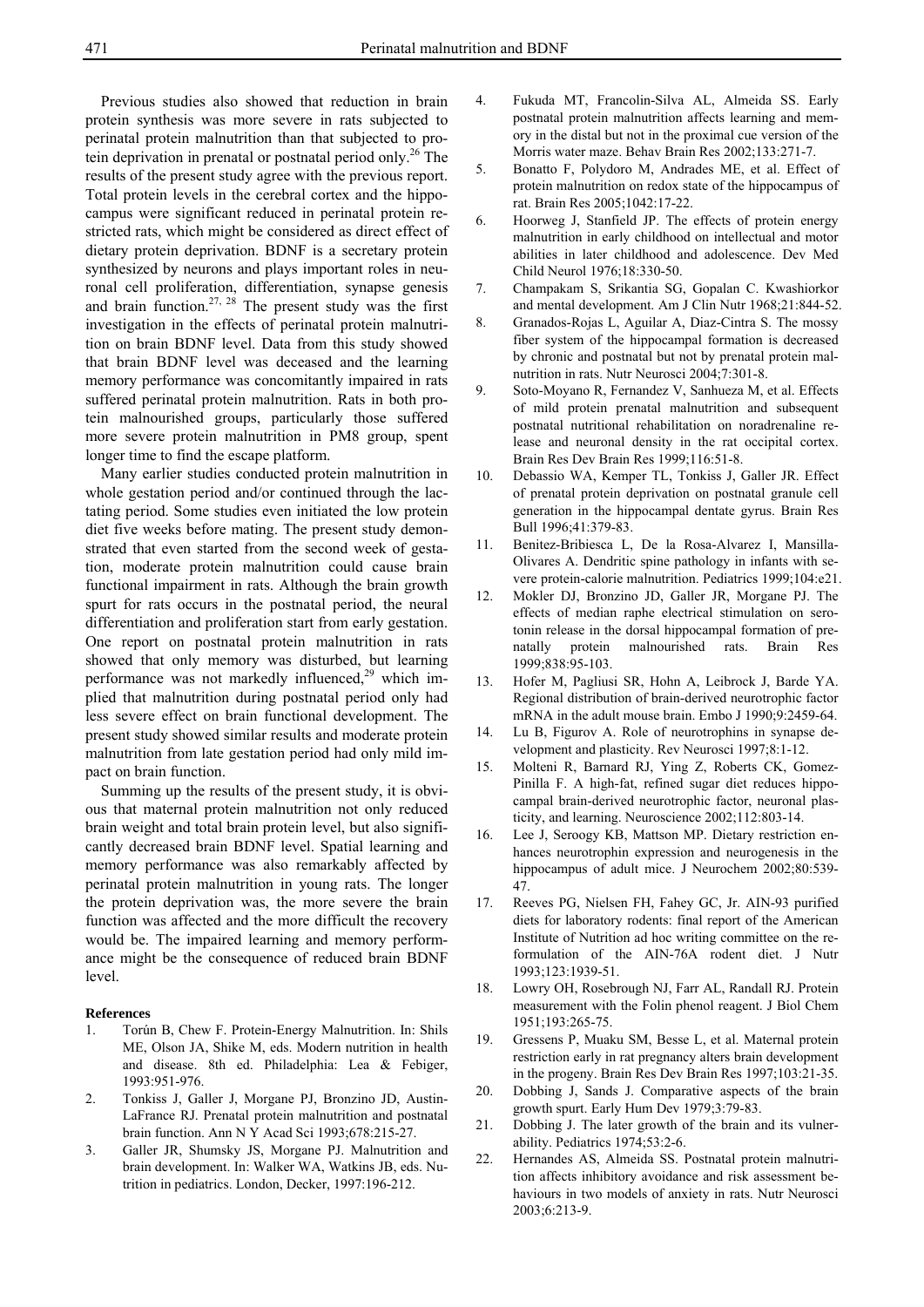Previous studies also showed that reduction in brain protein synthesis was more severe in rats subjected to perinatal protein malnutrition than that subjected to protein deprivation in prenatal or postnatal period only.[26] The results of the present study agree with the previous report. Total protein levels in the cerebral cortex and the hippocampus were significant reduced in perinatal protein restricted rats, which might be considered as direct effect of dietary protein deprivation. BDNF is a secretary protein synthesized by neurons and plays important roles in neuronal cell proliferation, differentiation, synapse genesis and brain function.[27, 28] The present study was the first investigation in the effects of perinatal protein malnutrition on brain BDNF level. Data from this study showed that brain BDNF level was deceased and the learning memory performance was concomitantly impaired in rats suffered perinatal protein malnutrition. Rats in both protein malnourished groups, particularly those suffered more severe protein malnutrition in PM8 group, spent longer time to find the escape platform.

Many earlier studies conducted protein malnutrition in whole gestation period and/or continued through the lactating period. Some studies even initiated the low protein diet five weeks before mating. The present study demonstrated that even started from the second week of gestation, moderate protein malnutrition could cause brain functional impairment in rats. Although the brain growth spurt for rats occurs in the postnatal period, the neural differentiation and proliferation start from early gestation. One report on postnatal protein malnutrition in rats showed that only memory was disturbed, but learning performance was not markedly influenced,[29] which implied that malnutrition during postnatal period only had less severe effect on brain functional development. The present study showed similar results and moderate protein malnutrition from late gestation period had only mild impact on brain function.

Summing up the results of the present study, it is obvious that maternal protein malnutrition not only reduced brain weight and total brain protein level, but also significantly decreased brain BDNF level. Spatial learning and memory performance was also remarkably affected by perinatal protein malnutrition in young rats. The longer the protein deprivation was, the more severe the brain function was affected and the more difficult the recovery would be. The impaired learning and memory performance might be the consequence of reduced brain BDNF level.

**References**

1. Torún B, Chew F. Protein-Energy Malnutrition. In: Shils ME, Olson JA, Shike M, eds. Modern nutrition in health and disease. 8th ed. Philadelphia: Lea & Febiger, 1993:951-976.
2. Tonkiss J, Galler J, Morgane PJ, Bronzino JD, Austin-LaFrance RJ. Prenatal protein malnutrition and postnatal brain function. Ann N Y Acad Sci 1993;678:215-27.
3. Galler JR, Shumsky JS, Morgane PJ. Malnutrition and brain development. In: Walker WA, Watkins JB, eds. Nutrition in pediatrics. London, Decker, 1997:196-212.
4. Fukuda MT, Francolin-Silva AL, Almeida SS. Early postnatal protein malnutrition affects learning and memory in the distal but not in the proximal cue version of the Morris water maze. Behav Brain Res 2002;133:271-7.
5. Bonatto F, Polydoro M, Andrades ME, et al. Effect of protein malnutrition on redox state of the hippocampus of rat. Brain Res 2005;1042:17-22.
6. Hoorweg J, Stanfield JP. The effects of protein energy malnutrition in early childhood on intellectual and motor abilities in later childhood and adolescence. Dev Med Child Neurol 1976;18:330-50.
7. Champakam S, Srikantia SG, Gopalan C. Kwashiorkor and mental development. Am J Clin Nutr 1968;21:844-52.
8. Granados-Rojas L, Aguilar A, Diaz-Cintra S. The mossy fiber system of the hippocampal formation is decreased by chronic and postnatal but not by prenatal protein malnutrition in rats. Nutr Neurosci 2004;7:301-8.
9. Soto-Moyano R, Fernandez V, Sanhueza M, et al. Effects of mild protein prenatal malnutrition and subsequent postnatal nutritional rehabilitation on noradrenaline release and neuronal density in the rat occipital cortex. Brain Res Dev Brain Res 1999;116:51-8.
10. Debassio WA, Kemper TL, Tonkiss J, Galler JR. Effect of prenatal protein deprivation on postnatal granule cell generation in the hippocampal dentate gyrus. Brain Res Bull 1996;41:379-83.
11. Benitez-Bribiesca L, De la Rosa-Alvarez I, Mansilla-Olivares A. Dendritic spine pathology in infants with severe protein-calorie malnutrition. Pediatrics 1999;104:e21.
12. Mokler DJ, Bronzino JD, Galler JR, Morgane PJ. The effects of median raphe electrical stimulation on serotonin release in the dorsal hippocampal formation of prenatally protein malnourished rats. Brain Res 1999;838:95-103.
13. Hofer M, Pagliusi SR, Hohn A, Leibrock J, Barde YA. Regional distribution of brain-derived neurotrophic factor mRNA in the adult mouse brain. Embo J 1990;9:2459-64.
14. Lu B, Figurov A. Role of neurotrophins in synapse development and plasticity. Rev Neurosci 1997;8:1-12.
15. Molteni R, Barnard RJ, Ying Z, Roberts CK, Gomez-Pinilla F. A high-fat, refined sugar diet reduces hippocampal brain-derived neurotrophic factor, neuronal plasticity, and learning. Neuroscience 2002;112:803-14.
16. Lee J, Seroogy KB, Mattson MP. Dietary restriction enhances neurotrophin expression and neurogenesis in the hippocampus of adult mice. J Neurochem 2002;80:539-47.
17. Reeves PG, Nielsen FH, Fahey GC, Jr. AIN-93 purified diets for laboratory rodents: final report of the American Institute of Nutrition ad hoc writing committee on the reformulation of the AIN-76A rodent diet. J Nutr 1993;123:1939-51.
18. Lowry OH, Rosebrough NJ, Farr AL, Randall RJ. Protein measurement with the Folin phenol reagent. J Biol Chem 1951;193:265-75.
19. Gressens P, Muaku SM, Besse L, et al. Maternal protein restriction early in rat pregnancy alters brain development in the progeny. Brain Res Dev Brain Res 1997;103:21-35.
20. Dobbing J, Sands J. Comparative aspects of the brain growth spurt. Early Hum Dev 1979;3:79-83.
21. Dobbing J. The later growth of the brain and its vulnerability. Pediatrics 1974;53:2-6.
22. Hernandes AS, Almeida SS. Postnatal protein malnutrition affects inhibitory avoidance and risk assessment behaviours in two models of anxiety in rats. Nutr Neurosci 2003;6:213-9.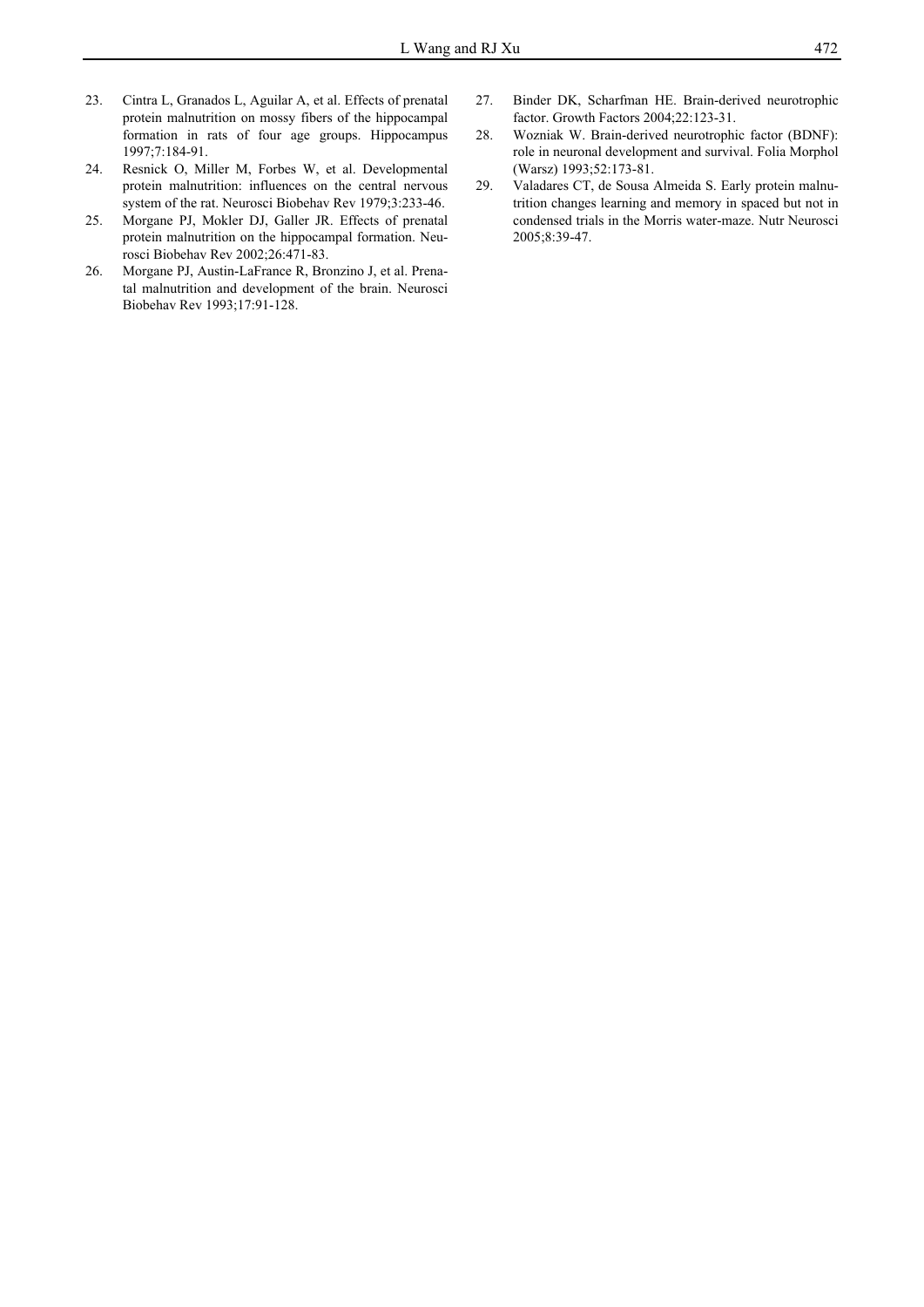23. Cintra L, Granados L, Aguilar A, et al. Effects of prenatal protein malnutrition on mossy fibers of the hippocampal formation in rats of four age groups. Hippocampus 1997;7:184-91.
24. Resnick O, Miller M, Forbes W, et al. Developmental protein malnutrition: influences on the central nervous system of the rat. Neurosci Biobehav Rev 1979;3:233-46.
25. Morgane PJ, Mokler DJ, Galler JR. Effects of prenatal protein malnutrition on the hippocampal formation. Neurosci Biobehav Rev 2002;26:471-83.
26. Morgane PJ, Austin-LaFrance R, Bronzino J, et al. Prenatal malnutrition and development of the brain. Neurosci Biobehav Rev 1993;17:91-128.
27. Binder DK, Scharfman HE. Brain-derived neurotrophic factor. Growth Factors 2004;22:123-31.
28. Wozniak W. Brain-derived neurotrophic factor (BDNF): role in neuronal development and survival. Folia Morphol (Warsz) 1993;52:173-81.
29. Valadares CT, de Sousa Almeida S. Early protein malnutrition changes learning and memory in spaced but not in condensed trials in the Morris water-maze. Nutr Neurosci 2005;8:39-47.